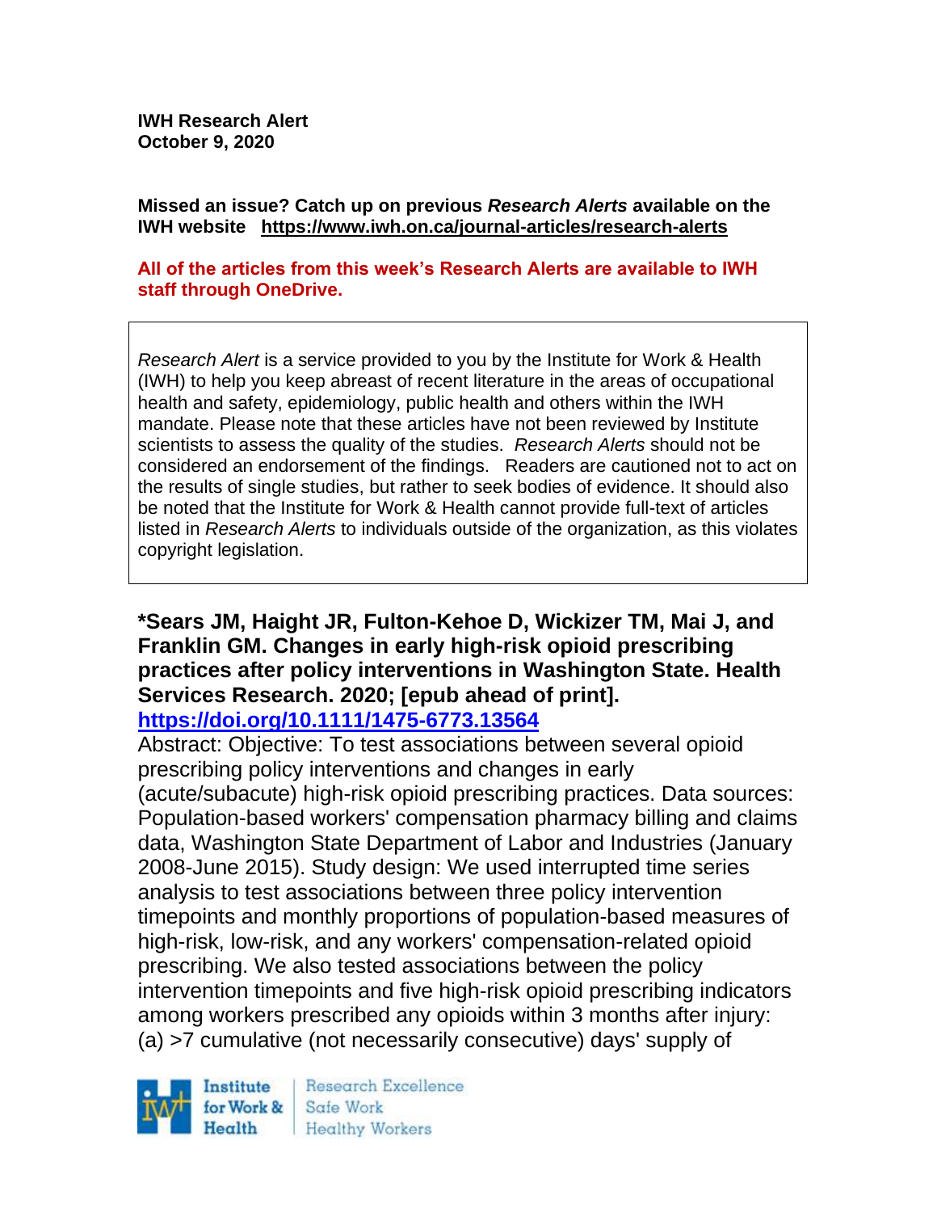**IWH Research Alert**
**October 9, 2020**

**Missed an issue? Catch up on previous *Research Alerts* available on the IWH website https://www.iwh.on.ca/journal-articles/research-alerts**

**All of the articles from this week's Research Alerts are available to IWH staff through OneDrive.**

> *Research Alert* is a service provided to you by the Institute for Work & Health (IWH) to help you keep abreast of recent literature in the areas of occupational health and safety, epidemiology, public health and others within the IWH mandate. Please note that these articles have not been reviewed by Institute scientists to assess the quality of the studies. *Research Alerts* should not be considered an endorsement of the findings. Readers are cautioned not to act on the results of single studies, but rather to seek bodies of evidence. It should also be noted that the Institute for Work & Health cannot provide full-text of articles listed in *Research Alerts* to individuals outside of the organization, as this violates copyright legislation.

**\*Sears JM, Haight JR, Fulton-Kehoe D, Wickizer TM, Mai J, and Franklin GM. Changes in early high-risk opioid prescribing practices after policy interventions in Washington State. Health Services Research. 2020; [epub ahead of print].**
**https://doi.org/10.1111/1475-6773.13564**

Abstract: Objective: To test associations between several opioid prescribing policy interventions and changes in early (acute/subacute) high-risk opioid prescribing practices. Data sources: Population-based workers' compensation pharmacy billing and claims data, Washington State Department of Labor and Industries (January 2008-June 2015). Study design: We used interrupted time series analysis to test associations between three policy intervention timepoints and monthly proportions of population-based measures of high-risk, low-risk, and any workers' compensation-related opioid prescribing. We also tested associations between the policy intervention timepoints and five high-risk opioid prescribing indicators among workers prescribed any opioids within 3 months after injury: (a) >7 cumulative (not necessarily consecutive) days' supply of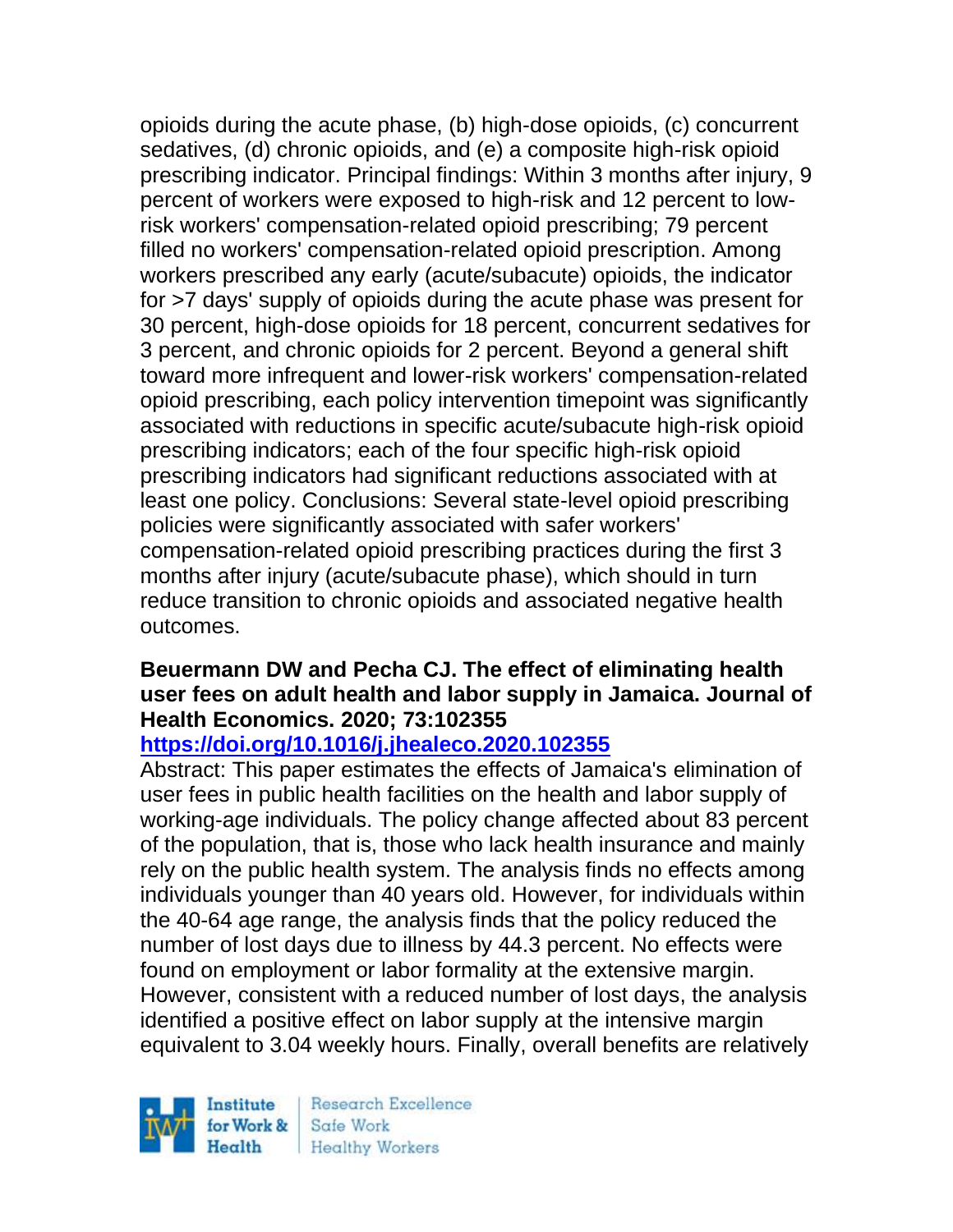opioids during the acute phase, (b) high-dose opioids, (c) concurrent sedatives, (d) chronic opioids, and (e) a composite high-risk opioid prescribing indicator. Principal findings: Within 3 months after injury, 9 percent of workers were exposed to high-risk and 12 percent to low-risk workers' compensation-related opioid prescribing; 79 percent filled no workers' compensation-related opioid prescription. Among workers prescribed any early (acute/subacute) opioids, the indicator for >7 days' supply of opioids during the acute phase was present for 30 percent, high-dose opioids for 18 percent, concurrent sedatives for 3 percent, and chronic opioids for 2 percent. Beyond a general shift toward more infrequent and lower-risk workers' compensation-related opioid prescribing, each policy intervention timepoint was significantly associated with reductions in specific acute/subacute high-risk opioid prescribing indicators; each of the four specific high-risk opioid prescribing indicators had significant reductions associated with at least one policy. Conclusions: Several state-level opioid prescribing policies were significantly associated with safer workers' compensation-related opioid prescribing practices during the first 3 months after injury (acute/subacute phase), which should in turn reduce transition to chronic opioids and associated negative health outcomes.

**Beuermann DW and Pecha CJ. The effect of eliminating health user fees on adult health and labor supply in Jamaica. Journal of Health Economics. 2020; 73:102355**

**https://doi.org/10.1016/j.jhealeco.2020.102355**

Abstract: This paper estimates the effects of Jamaica's elimination of user fees in public health facilities on the health and labor supply of working-age individuals. The policy change affected about 83 percent of the population, that is, those who lack health insurance and mainly rely on the public health system. The analysis finds no effects among individuals younger than 40 years old. However, for individuals within the 40-64 age range, the analysis finds that the policy reduced the number of lost days due to illness by 44.3 percent. No effects were found on employment or labor formality at the extensive margin. However, consistent with a reduced number of lost days, the analysis identified a positive effect on labor supply at the intensive margin equivalent to 3.04 weekly hours. Finally, overall benefits are relatively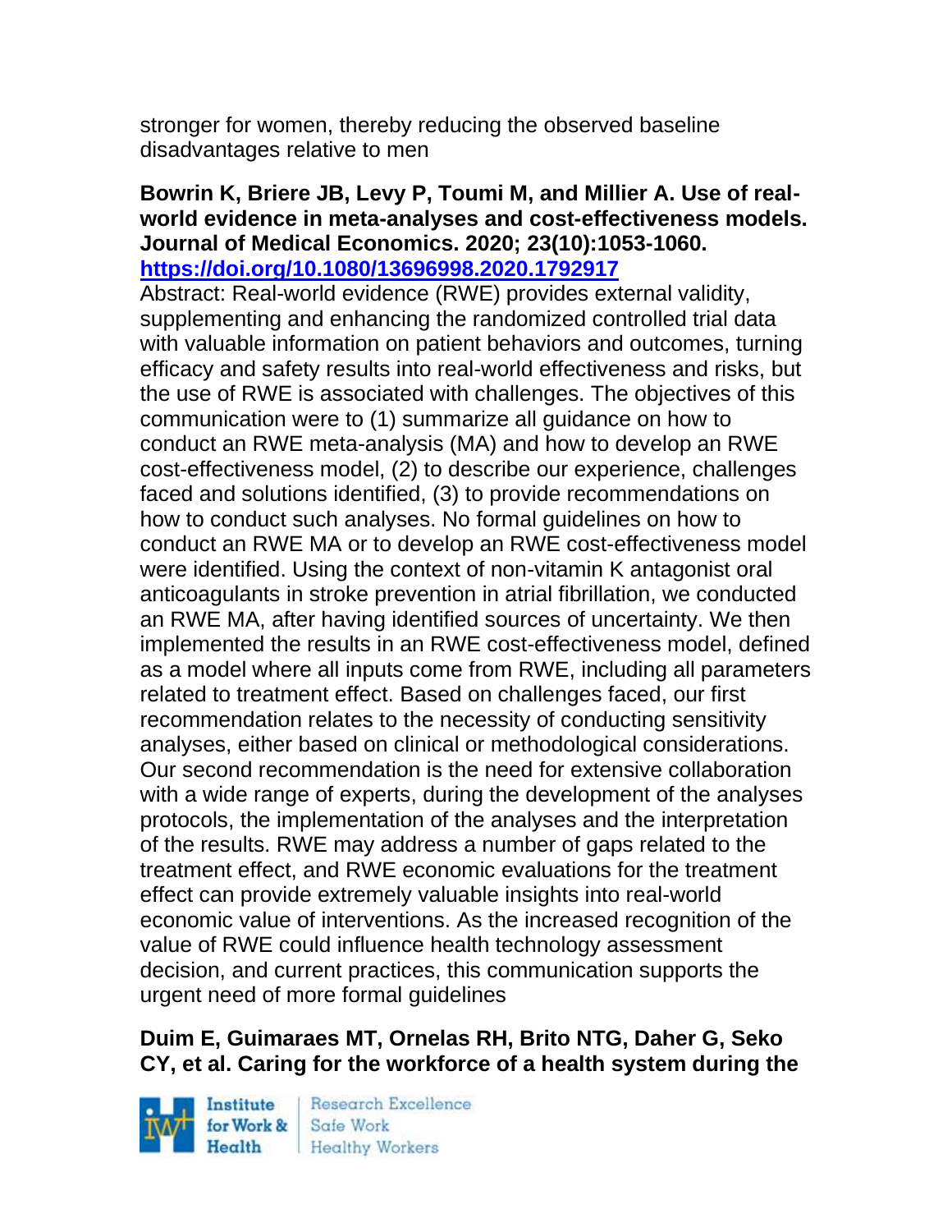stronger for women, thereby reducing the observed baseline disadvantages relative to men

**Bowrin K, Briere JB, Levy P, Toumi M, and Millier A. Use of real-world evidence in meta-analyses and cost-effectiveness models. Journal of Medical Economics. 2020; 23(10):1053-1060. https://doi.org/10.1080/13696998.2020.1792917**

Abstract: Real-world evidence (RWE) provides external validity, supplementing and enhancing the randomized controlled trial data with valuable information on patient behaviors and outcomes, turning efficacy and safety results into real-world effectiveness and risks, but the use of RWE is associated with challenges. The objectives of this communication were to (1) summarize all guidance on how to conduct an RWE meta-analysis (MA) and how to develop an RWE cost-effectiveness model, (2) to describe our experience, challenges faced and solutions identified, (3) to provide recommendations on how to conduct such analyses. No formal guidelines on how to conduct an RWE MA or to develop an RWE cost-effectiveness model were identified. Using the context of non-vitamin K antagonist oral anticoagulants in stroke prevention in atrial fibrillation, we conducted an RWE MA, after having identified sources of uncertainty. We then implemented the results in an RWE cost-effectiveness model, defined as a model where all inputs come from RWE, including all parameters related to treatment effect. Based on challenges faced, our first recommendation relates to the necessity of conducting sensitivity analyses, either based on clinical or methodological considerations. Our second recommendation is the need for extensive collaboration with a wide range of experts, during the development of the analyses protocols, the implementation of the analyses and the interpretation of the results. RWE may address a number of gaps related to the treatment effect, and RWE economic evaluations for the treatment effect can provide extremely valuable insights into real-world economic value of interventions. As the increased recognition of the value of RWE could influence health technology assessment decision, and current practices, this communication supports the urgent need of more formal guidelines

**Duim E, Guimaraes MT, Ornelas RH, Brito NTG, Daher G, Seko CY, et al. Caring for the workforce of a health system during the**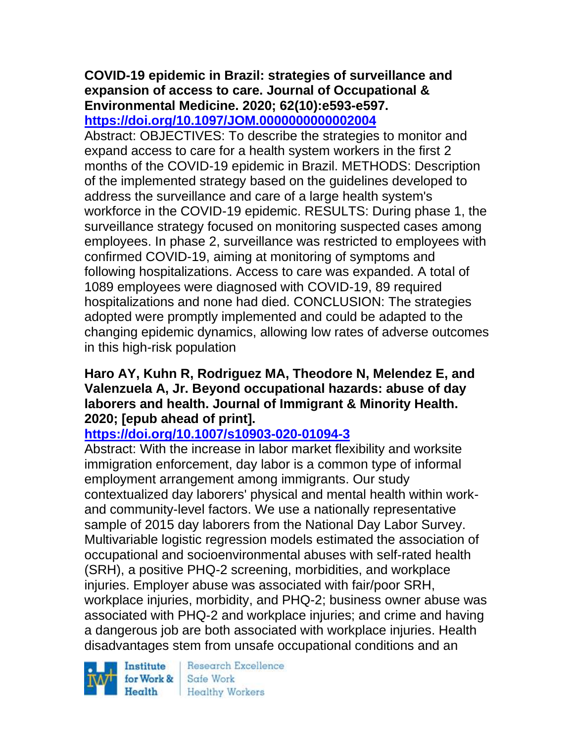**COVID-19 epidemic in Brazil: strategies of surveillance and expansion of access to care. Journal of Occupational & Environmental Medicine. 2020; 62(10):e593-e597.**
**https://doi.org/10.1097/JOM.0000000000002004**

Abstract: OBJECTIVES: To describe the strategies to monitor and expand access to care for a health system workers in the first 2 months of the COVID-19 epidemic in Brazil. METHODS: Description of the implemented strategy based on the guidelines developed to address the surveillance and care of a large health system's workforce in the COVID-19 epidemic. RESULTS: During phase 1, the surveillance strategy focused on monitoring suspected cases among employees. In phase 2, surveillance was restricted to employees with confirmed COVID-19, aiming at monitoring of symptoms and following hospitalizations. Access to care was expanded. A total of 1089 employees were diagnosed with COVID-19, 89 required hospitalizations and none had died. CONCLUSION: The strategies adopted were promptly implemented and could be adapted to the changing epidemic dynamics, allowing low rates of adverse outcomes in this high-risk population

**Haro AY, Kuhn R, Rodriguez MA, Theodore N, Melendez E, and Valenzuela A, Jr. Beyond occupational hazards: abuse of day laborers and health. Journal of Immigrant & Minority Health. 2020; [epub ahead of print].**
**https://doi.org/10.1007/s10903-020-01094-3**

Abstract: With the increase in labor market flexibility and worksite immigration enforcement, day labor is a common type of informal employment arrangement among immigrants. Our study contextualized day laborers' physical and mental health within work- and community-level factors. We use a nationally representative sample of 2015 day laborers from the National Day Labor Survey. Multivariable logistic regression models estimated the association of occupational and socioenvironmental abuses with self-rated health (SRH), a positive PHQ-2 screening, morbidities, and workplace injuries. Employer abuse was associated with fair/poor SRH, workplace injuries, morbidity, and PHQ-2; business owner abuse was associated with PHQ-2 and workplace injuries; and crime and having a dangerous job are both associated with workplace injuries. Health disadvantages stem from unsafe occupational conditions and an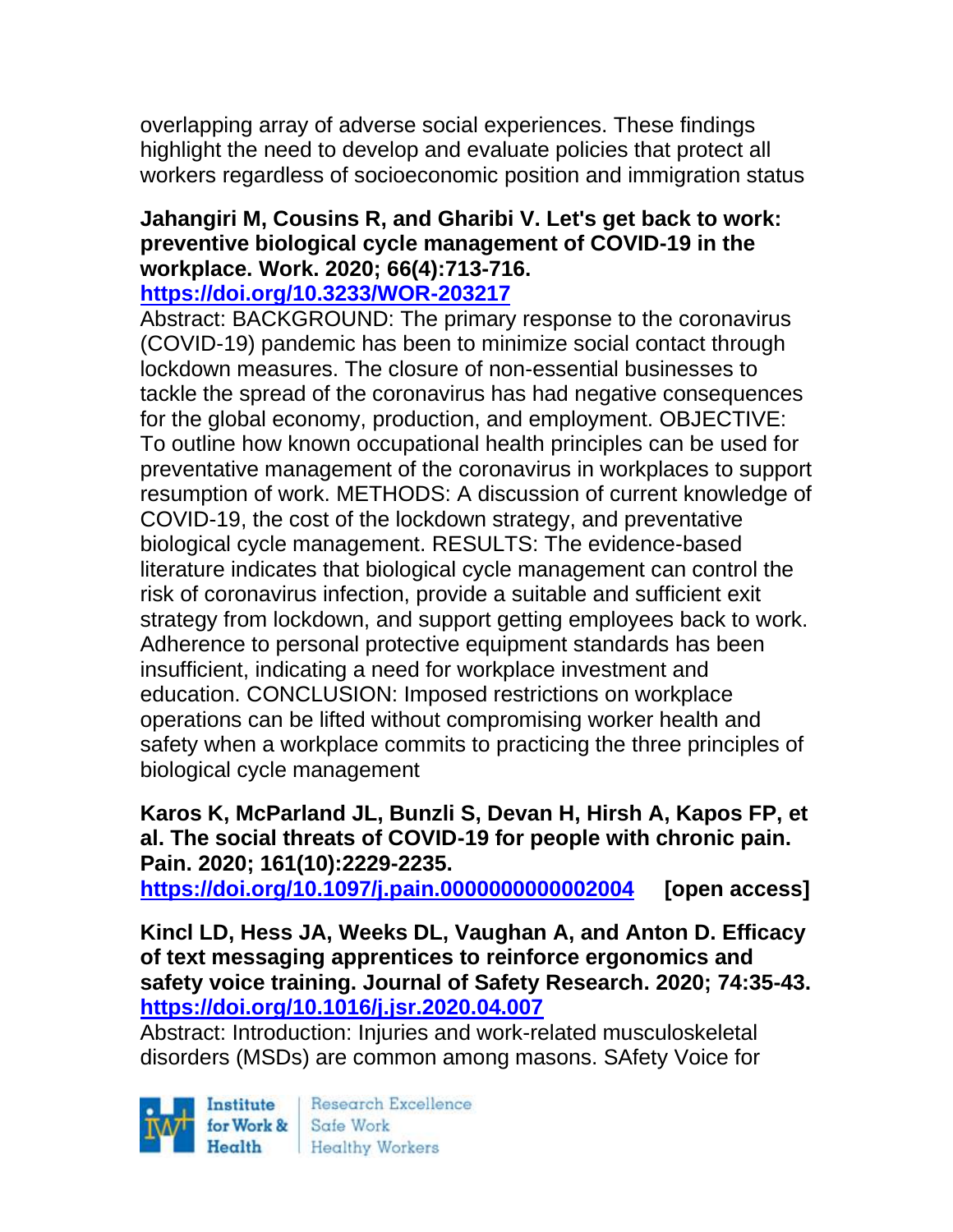overlapping array of adverse social experiences. These findings highlight the need to develop and evaluate policies that protect all workers regardless of socioeconomic position and immigration status

**Jahangiri M, Cousins R, and Gharibi V. Let's get back to work: preventive biological cycle management of COVID-19 in the workplace. Work. 2020; 66(4):713-716.**
**https://doi.org/10.3233/WOR-203217**
Abstract: BACKGROUND: The primary response to the coronavirus (COVID-19) pandemic has been to minimize social contact through lockdown measures. The closure of non-essential businesses to tackle the spread of the coronavirus has had negative consequences for the global economy, production, and employment. OBJECTIVE: To outline how known occupational health principles can be used for preventative management of the coronavirus in workplaces to support resumption of work. METHODS: A discussion of current knowledge of COVID-19, the cost of the lockdown strategy, and preventative biological cycle management. RESULTS: The evidence-based literature indicates that biological cycle management can control the risk of coronavirus infection, provide a suitable and sufficient exit strategy from lockdown, and support getting employees back to work. Adherence to personal protective equipment standards has been insufficient, indicating a need for workplace investment and education. CONCLUSION: Imposed restrictions on workplace operations can be lifted without compromising worker health and safety when a workplace commits to practicing the three principles of biological cycle management

**Karos K, McParland JL, Bunzli S, Devan H, Hirsh A, Kapos FP, et al. The social threats of COVID-19 for people with chronic pain. Pain. 2020; 161(10):2229-2235.**
**https://doi.org/10.1097/j.pain.0000000000002004 [open access]**

**Kincl LD, Hess JA, Weeks DL, Vaughan A, and Anton D. Efficacy of text messaging apprentices to reinforce ergonomics and safety voice training. Journal of Safety Research. 2020; 74:35-43.**
**https://doi.org/10.1016/j.jsr.2020.04.007**
Abstract: Introduction: Injuries and work-related musculoskeletal disorders (MSDs) are common among masons. SAfety Voice for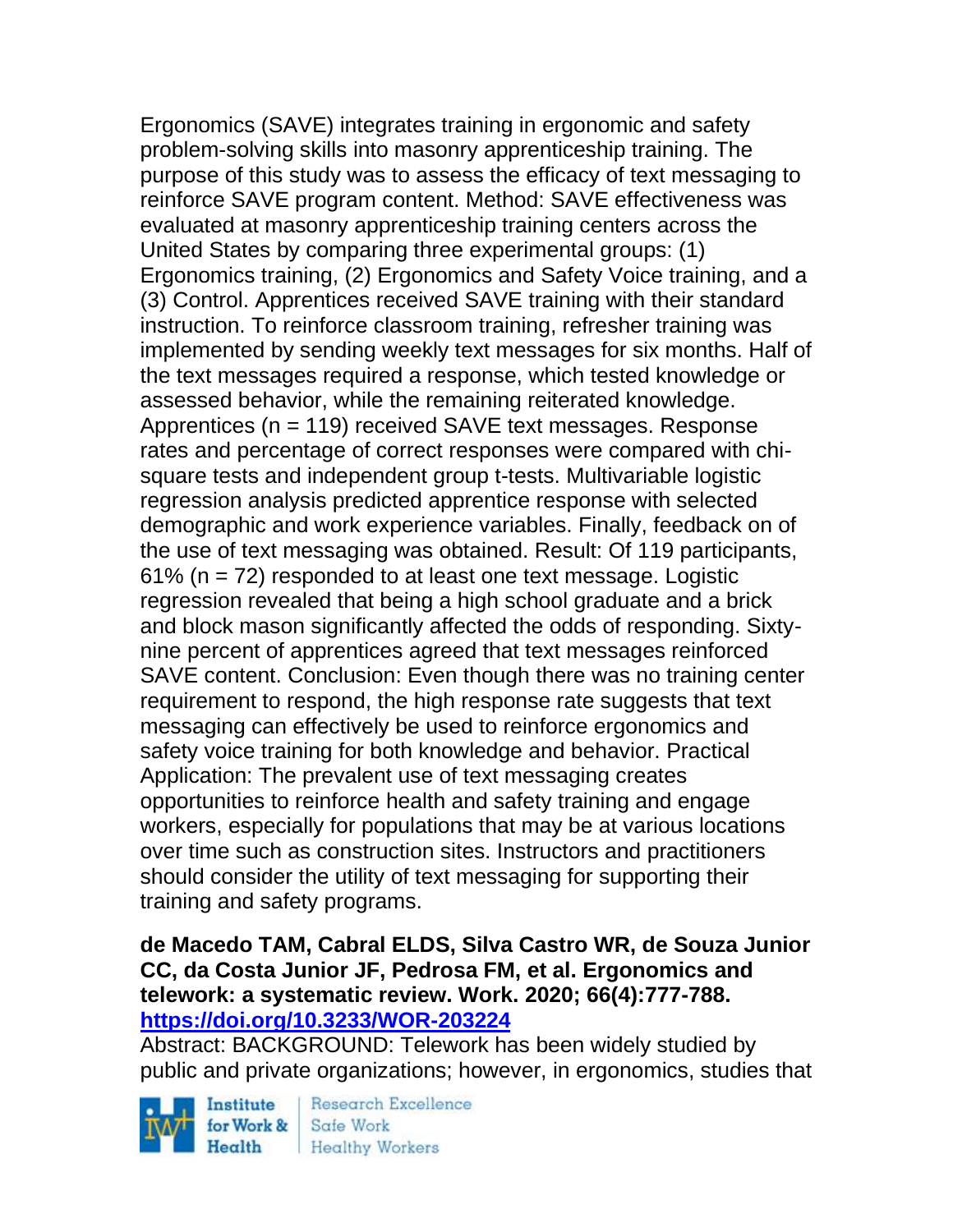Ergonomics (SAVE) integrates training in ergonomic and safety problem-solving skills into masonry apprenticeship training. The purpose of this study was to assess the efficacy of text messaging to reinforce SAVE program content. Method: SAVE effectiveness was evaluated at masonry apprenticeship training centers across the United States by comparing three experimental groups: (1) Ergonomics training, (2) Ergonomics and Safety Voice training, and a (3) Control. Apprentices received SAVE training with their standard instruction. To reinforce classroom training, refresher training was implemented by sending weekly text messages for six months. Half of the text messages required a response, which tested knowledge or assessed behavior, while the remaining reiterated knowledge. Apprentices (n = 119) received SAVE text messages. Response rates and percentage of correct responses were compared with chi-square tests and independent group t-tests. Multivariable logistic regression analysis predicted apprentice response with selected demographic and work experience variables. Finally, feedback on of the use of text messaging was obtained. Result: Of 119 participants, 61% (n = 72) responded to at least one text message. Logistic regression revealed that being a high school graduate and a brick and block mason significantly affected the odds of responding. Sixty-nine percent of apprentices agreed that text messages reinforced SAVE content. Conclusion: Even though there was no training center requirement to respond, the high response rate suggests that text messaging can effectively be used to reinforce ergonomics and safety voice training for both knowledge and behavior. Practical Application: The prevalent use of text messaging creates opportunities to reinforce health and safety training and engage workers, especially for populations that may be at various locations over time such as construction sites. Instructors and practitioners should consider the utility of text messaging for supporting their training and safety programs.

**de Macedo TAM, Cabral ELDS, Silva Castro WR, de Souza Junior CC, da Costa Junior JF, Pedrosa FM, et al. Ergonomics and telework: a systematic review. Work. 2020; 66(4):777-788.** https://doi.org/10.3233/WOR-203224

Abstract: BACKGROUND: Telework has been widely studied by public and private organizations; however, in ergonomics, studies that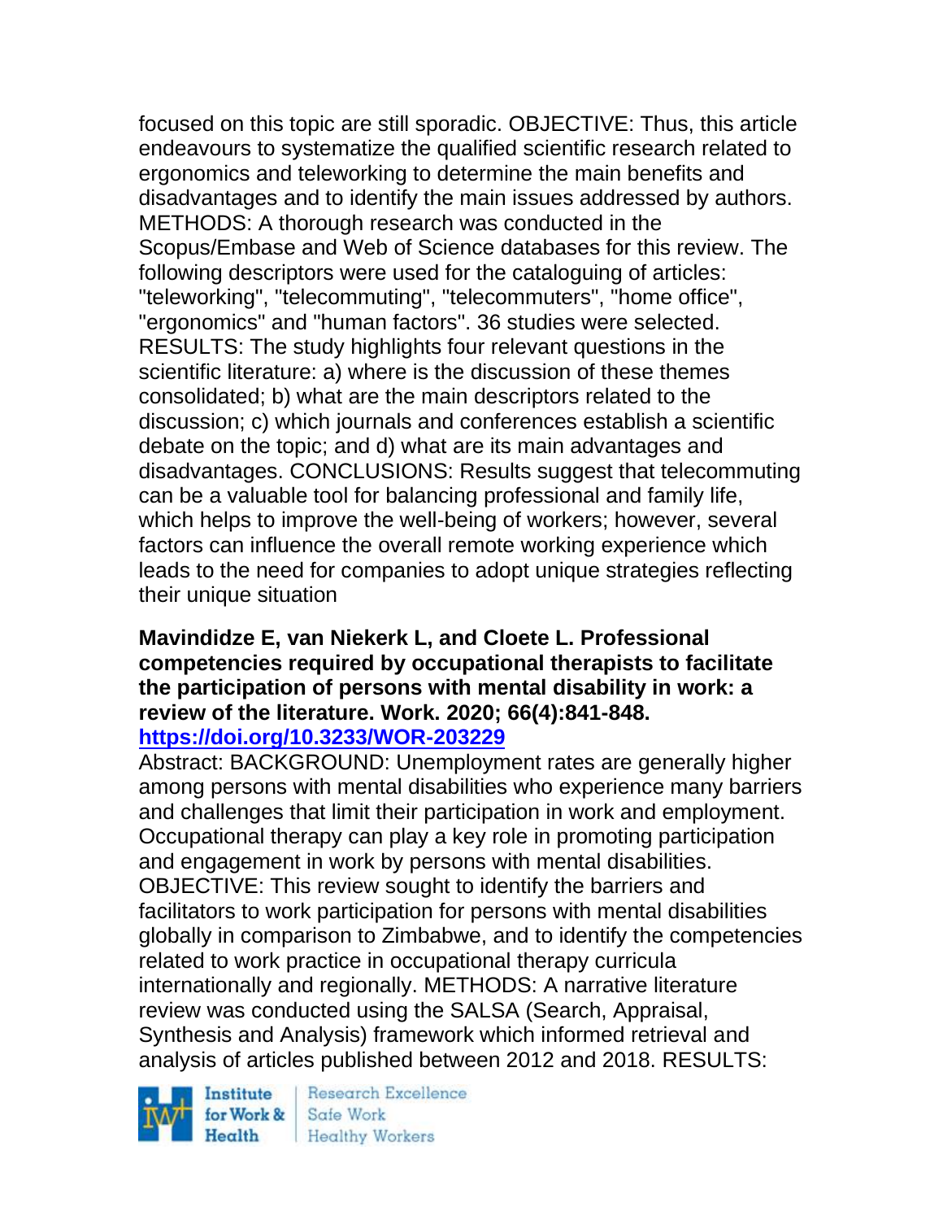focused on this topic are still sporadic. OBJECTIVE: Thus, this article endeavours to systematize the qualified scientific research related to ergonomics and teleworking to determine the main benefits and disadvantages and to identify the main issues addressed by authors. METHODS: A thorough research was conducted in the Scopus/Embase and Web of Science databases for this review. The following descriptors were used for the cataloguing of articles: "teleworking", "telecommuting", "telecommuters", "home office", "ergonomics" and "human factors". 36 studies were selected. RESULTS: The study highlights four relevant questions in the scientific literature: a) where is the discussion of these themes consolidated; b) what are the main descriptors related to the discussion; c) which journals and conferences establish a scientific debate on the topic; and d) what are its main advantages and disadvantages. CONCLUSIONS: Results suggest that telecommuting can be a valuable tool for balancing professional and family life, which helps to improve the well-being of workers; however, several factors can influence the overall remote working experience which leads to the need for companies to adopt unique strategies reflecting their unique situation

**Mavindidze E, van Niekerk L, and Cloete L. Professional competencies required by occupational therapists to facilitate the participation of persons with mental disability in work: a review of the literature. Work. 2020; 66(4):841-848.**
**https://doi.org/10.3233/WOR-203229**

Abstract: BACKGROUND: Unemployment rates are generally higher among persons with mental disabilities who experience many barriers and challenges that limit their participation in work and employment. Occupational therapy can play a key role in promoting participation and engagement in work by persons with mental disabilities. OBJECTIVE: This review sought to identify the barriers and facilitators to work participation for persons with mental disabilities globally in comparison to Zimbabwe, and to identify the competencies related to work practice in occupational therapy curricula internationally and regionally. METHODS: A narrative literature review was conducted using the SALSA (Search, Appraisal, Synthesis and Analysis) framework which informed retrieval and analysis of articles published between 2012 and 2018. RESULTS: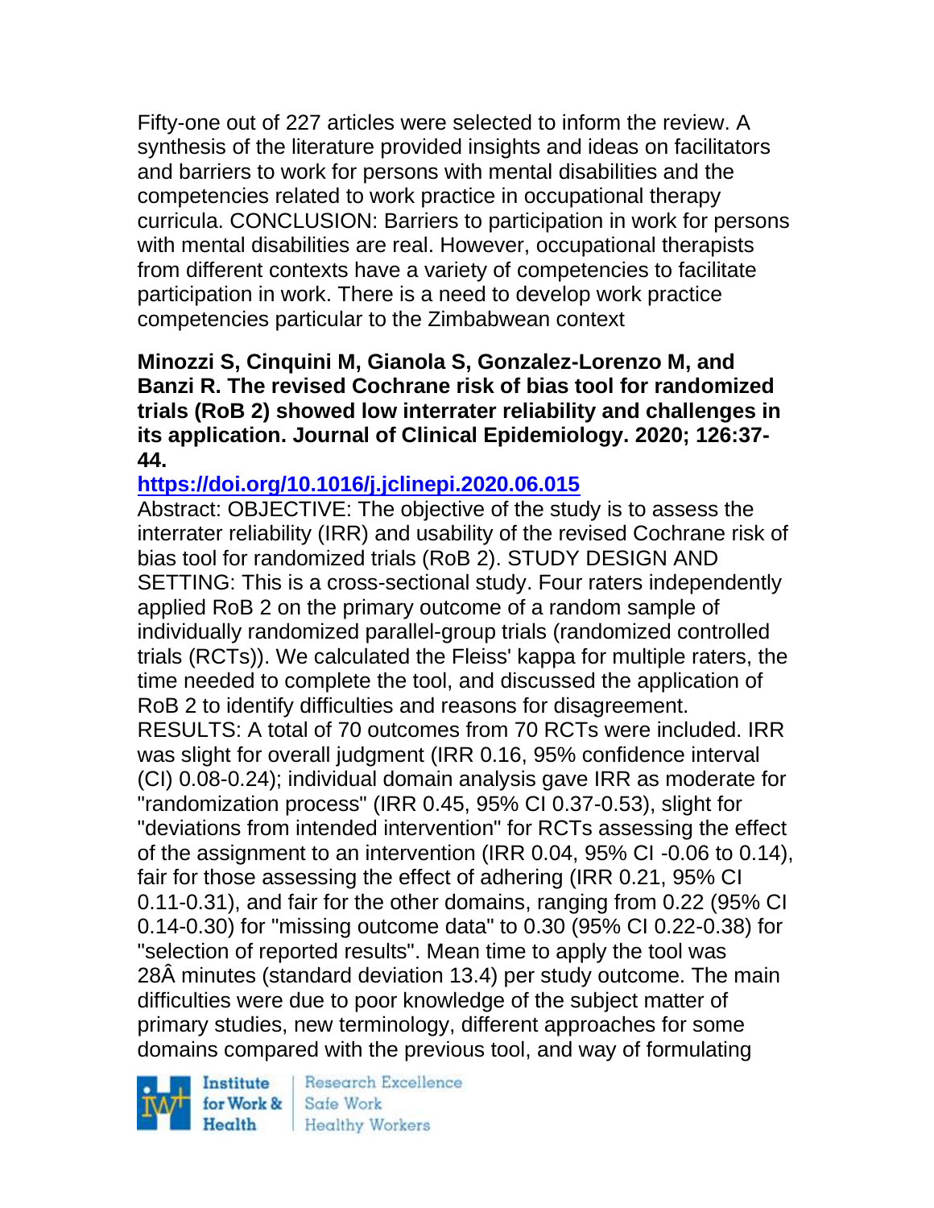Fifty-one out of 227 articles were selected to inform the review. A synthesis of the literature provided insights and ideas on facilitators and barriers to work for persons with mental disabilities and the competencies related to work practice in occupational therapy curricula. CONCLUSION: Barriers to participation in work for persons with mental disabilities are real. However, occupational therapists from different contexts have a variety of competencies to facilitate participation in work. There is a need to develop work practice competencies particular to the Zimbabwean context

**Minozzi S, Cinquini M, Gianola S, Gonzalez-Lorenzo M, and Banzi R. The revised Cochrane risk of bias tool for randomized trials (RoB 2) showed low interrater reliability and challenges in its application. Journal of Clinical Epidemiology. 2020; 126:37-44.**

**https://doi.org/10.1016/j.jclinepi.2020.06.015**

Abstract: OBJECTIVE: The objective of the study is to assess the interrater reliability (IRR) and usability of the revised Cochrane risk of bias tool for randomized trials (RoB 2). STUDY DESIGN AND SETTING: This is a cross-sectional study. Four raters independently applied RoB 2 on the primary outcome of a random sample of individually randomized parallel-group trials (randomized controlled trials (RCTs)). We calculated the Fleiss' kappa for multiple raters, the time needed to complete the tool, and discussed the application of RoB 2 to identify difficulties and reasons for disagreement. RESULTS: A total of 70 outcomes from 70 RCTs were included. IRR was slight for overall judgment (IRR 0.16, 95% confidence interval (CI) 0.08-0.24); individual domain analysis gave IRR as moderate for "randomization process" (IRR 0.45, 95% CI 0.37-0.53), slight for "deviations from intended intervention" for RCTs assessing the effect of the assignment to an intervention (IRR 0.04, 95% CI -0.06 to 0.14), fair for those assessing the effect of adhering (IRR 0.21, 95% CI 0.11-0.31), and fair for the other domains, ranging from 0.22 (95% CI 0.14-0.30) for "missing outcome data" to 0.30 (95% CI 0.22-0.38) for "selection of reported results". Mean time to apply the tool was 28Â minutes (standard deviation 13.4) per study outcome. The main difficulties were due to poor knowledge of the subject matter of primary studies, new terminology, different approaches for some domains compared with the previous tool, and way of formulating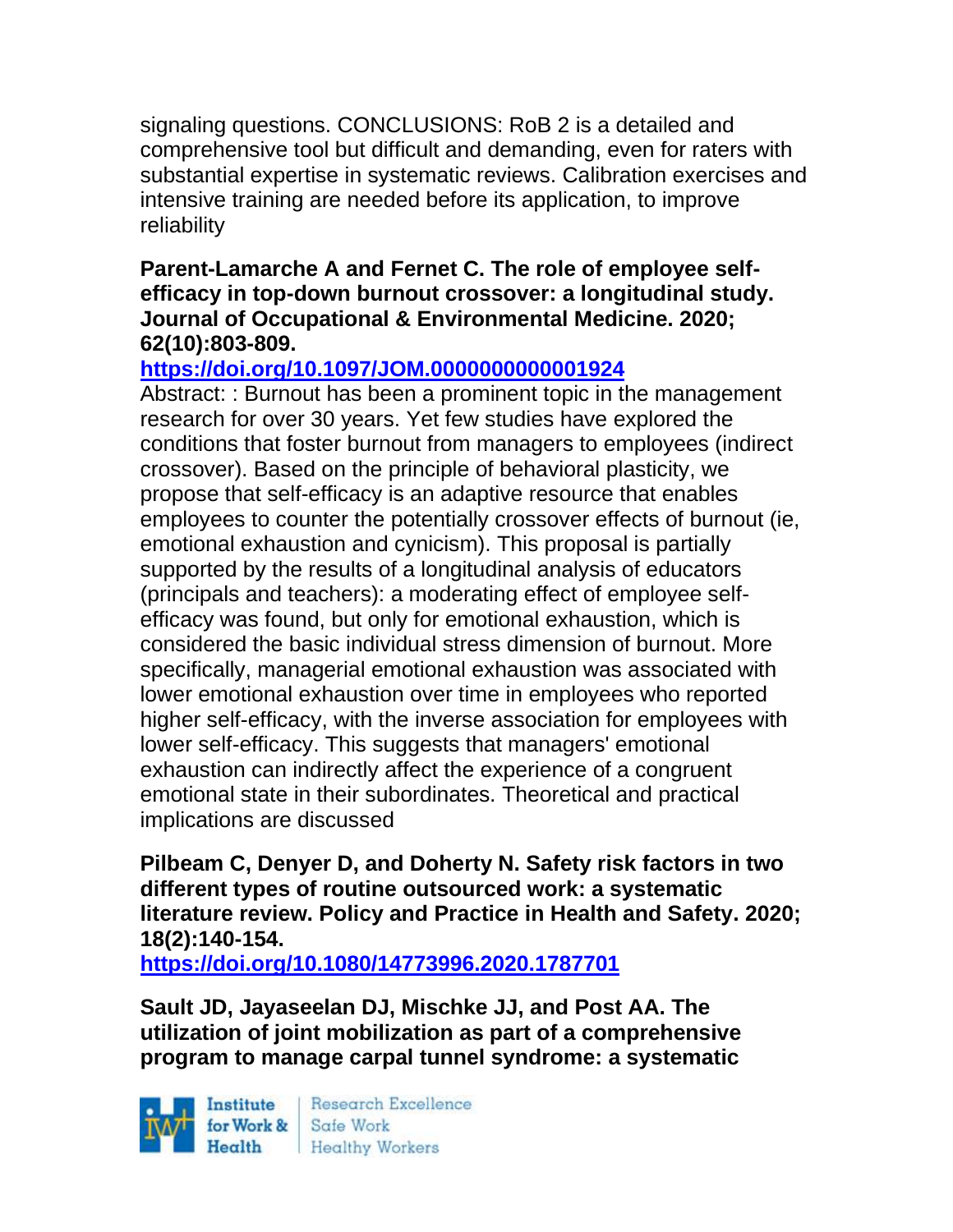signaling questions. CONCLUSIONS: RoB 2 is a detailed and comprehensive tool but difficult and demanding, even for raters with substantial expertise in systematic reviews. Calibration exercises and intensive training are needed before its application, to improve reliability

**Parent-Lamarche A and Fernet C. The role of employee self-efficacy in top-down burnout crossover: a longitudinal study. Journal of Occupational & Environmental Medicine. 2020; 62(10):803-809.**

**https://doi.org/10.1097/JOM.0000000000001924**

Abstract: : Burnout has been a prominent topic in the management research for over 30 years. Yet few studies have explored the conditions that foster burnout from managers to employees (indirect crossover). Based on the principle of behavioral plasticity, we propose that self-efficacy is an adaptive resource that enables employees to counter the potentially crossover effects of burnout (ie, emotional exhaustion and cynicism). This proposal is partially supported by the results of a longitudinal analysis of educators (principals and teachers): a moderating effect of employee self-efficacy was found, but only for emotional exhaustion, which is considered the basic individual stress dimension of burnout. More specifically, managerial emotional exhaustion was associated with lower emotional exhaustion over time in employees who reported higher self-efficacy, with the inverse association for employees with lower self-efficacy. This suggests that managers' emotional exhaustion can indirectly affect the experience of a congruent emotional state in their subordinates. Theoretical and practical implications are discussed

**Pilbeam C, Denyer D, and Doherty N. Safety risk factors in two different types of routine outsourced work: a systematic literature review. Policy and Practice in Health and Safety. 2020; 18(2):140-154.**

**https://doi.org/10.1080/14773996.2020.1787701**

**Sault JD, Jayaseelan DJ, Mischke JJ, and Post AA. The utilization of joint mobilization as part of a comprehensive program to manage carpal tunnel syndrome: a systematic**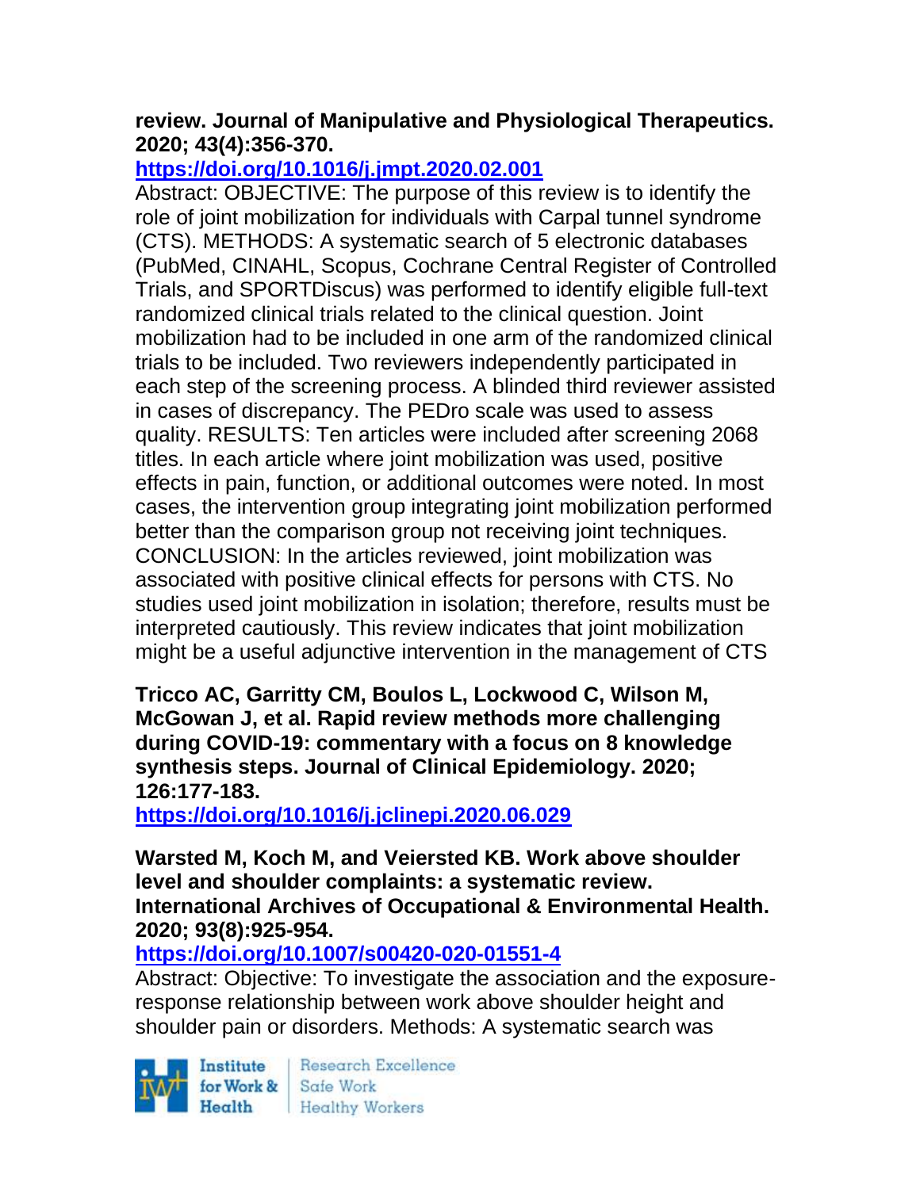**review. Journal of Manipulative and Physiological Therapeutics. 2020; 43(4):356-370.**

**https://doi.org/10.1016/j.jmpt.2020.02.001**

Abstract: OBJECTIVE: The purpose of this review is to identify the role of joint mobilization for individuals with Carpal tunnel syndrome (CTS). METHODS: A systematic search of 5 electronic databases (PubMed, CINAHL, Scopus, Cochrane Central Register of Controlled Trials, and SPORTDiscus) was performed to identify eligible full-text randomized clinical trials related to the clinical question. Joint mobilization had to be included in one arm of the randomized clinical trials to be included. Two reviewers independently participated in each step of the screening process. A blinded third reviewer assisted in cases of discrepancy. The PEDro scale was used to assess quality. RESULTS: Ten articles were included after screening 2068 titles. In each article where joint mobilization was used, positive effects in pain, function, or additional outcomes were noted. In most cases, the intervention group integrating joint mobilization performed better than the comparison group not receiving joint techniques. CONCLUSION: In the articles reviewed, joint mobilization was associated with positive clinical effects for persons with CTS. No studies used joint mobilization in isolation; therefore, results must be interpreted cautiously. This review indicates that joint mobilization might be a useful adjunctive intervention in the management of CTS

**Tricco AC, Garritty CM, Boulos L, Lockwood C, Wilson M, McGowan J, et al. Rapid review methods more challenging during COVID-19: commentary with a focus on 8 knowledge synthesis steps. Journal of Clinical Epidemiology. 2020; 126:177-183.**

**https://doi.org/10.1016/j.jclinepi.2020.06.029**

**Warsted M, Koch M, and Veiersted KB. Work above shoulder level and shoulder complaints: a systematic review. International Archives of Occupational & Environmental Health. 2020; 93(8):925-954.**

**https://doi.org/10.1007/s00420-020-01551-4**

Abstract: Objective: To investigate the association and the exposure-response relationship between work above shoulder height and shoulder pain or disorders. Methods: A systematic search was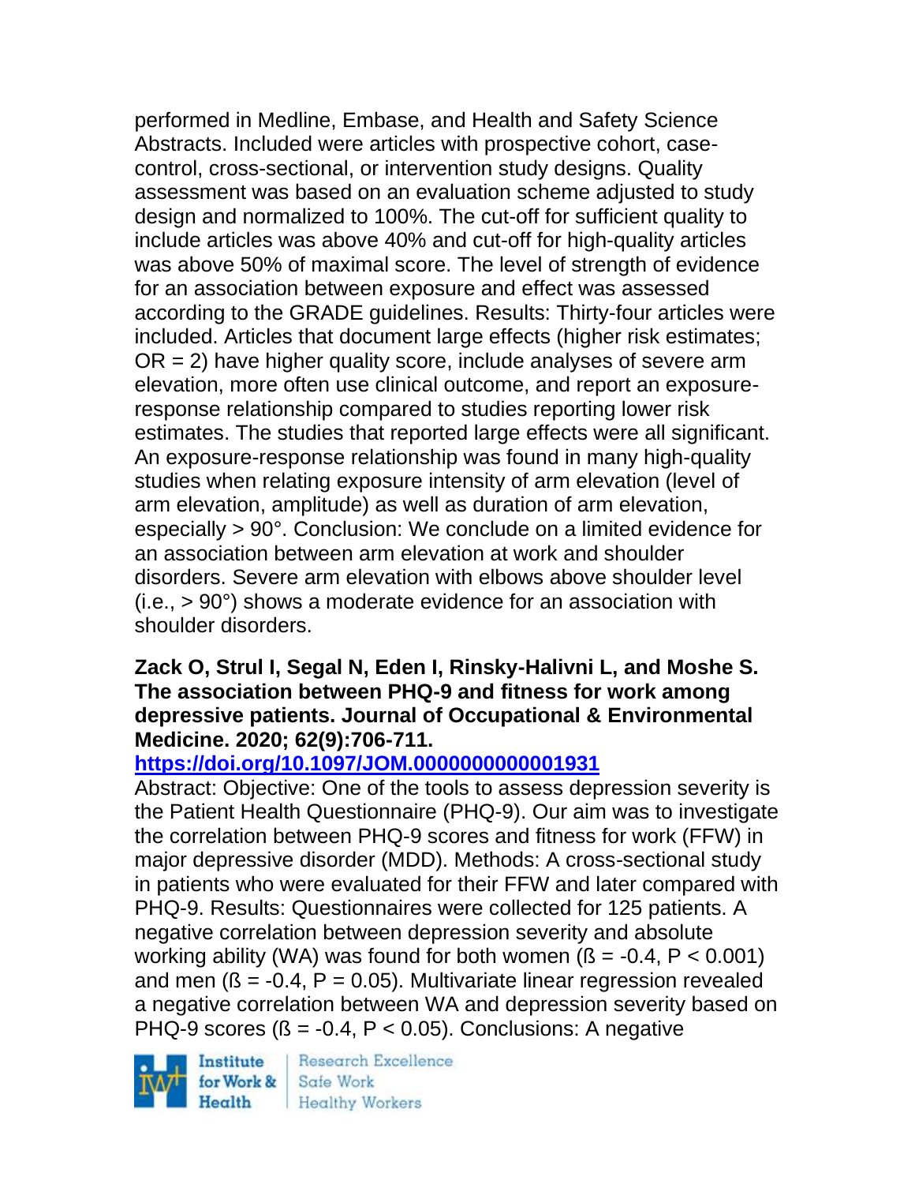performed in Medline, Embase, and Health and Safety Science Abstracts. Included were articles with prospective cohort, case-control, cross-sectional, or intervention study designs. Quality assessment was based on an evaluation scheme adjusted to study design and normalized to 100%. The cut-off for sufficient quality to include articles was above 40% and cut-off for high-quality articles was above 50% of maximal score. The level of strength of evidence for an association between exposure and effect was assessed according to the GRADE guidelines. Results: Thirty-four articles were included. Articles that document large effects (higher risk estimates; OR = 2) have higher quality score, include analyses of severe arm elevation, more often use clinical outcome, and report an exposure-response relationship compared to studies reporting lower risk estimates. The studies that reported large effects were all significant. An exposure-response relationship was found in many high-quality studies when relating exposure intensity of arm elevation (level of arm elevation, amplitude) as well as duration of arm elevation, especially > 90°. Conclusion: We conclude on a limited evidence for an association between arm elevation at work and shoulder disorders. Severe arm elevation with elbows above shoulder level (i.e., > 90°) shows a moderate evidence for an association with shoulder disorders.

**Zack O, Strul I, Segal N, Eden I, Rinsky-Halivni L, and Moshe S. The association between PHQ-9 and fitness for work among depressive patients. Journal of Occupational & Environmental Medicine. 2020; 62(9):706-711.**
**https://doi.org/10.1097/JOM.0000000000001931**
Abstract: Objective: One of the tools to assess depression severity is the Patient Health Questionnaire (PHQ-9). Our aim was to investigate the correlation between PHQ-9 scores and fitness for work (FFW) in major depressive disorder (MDD). Methods: A cross-sectional study in patients who were evaluated for their FFW and later compared with PHQ-9. Results: Questionnaires were collected for 125 patients. A negative correlation between depression severity and absolute working ability (WA) was found for both women ($ß = -0.4$, $P < 0.001$) and men ($ß = -0.4$, $P = 0.05$). Multivariate linear regression revealed a negative correlation between WA and depression severity based on PHQ-9 scores ($ß = -0.4$, $P < 0.05$). Conclusions: A negative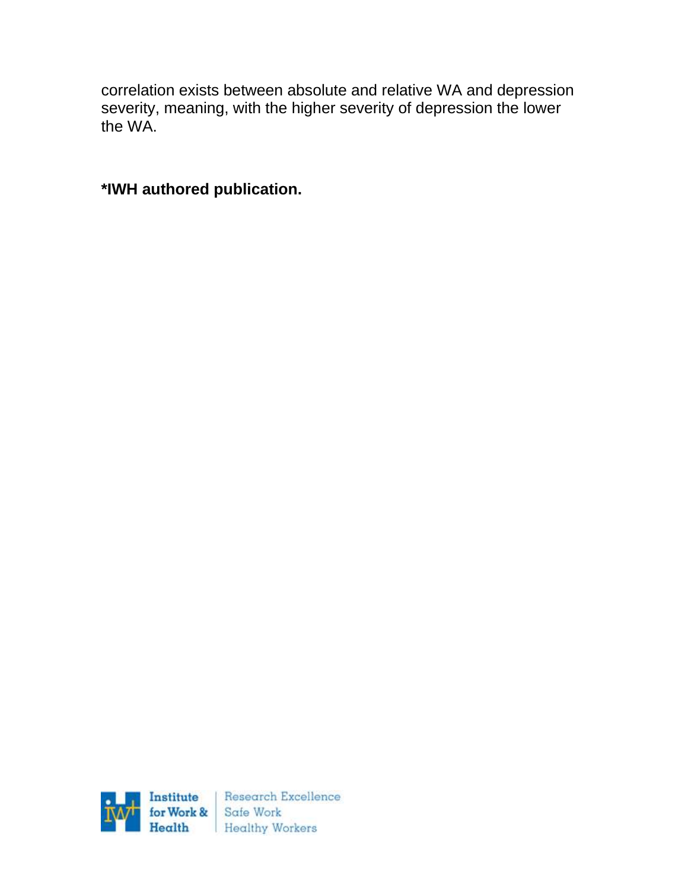correlation exists between absolute and relative WA and depression severity, meaning, with the higher severity of depression the lower the WA.

**\*IWH authored publication.**